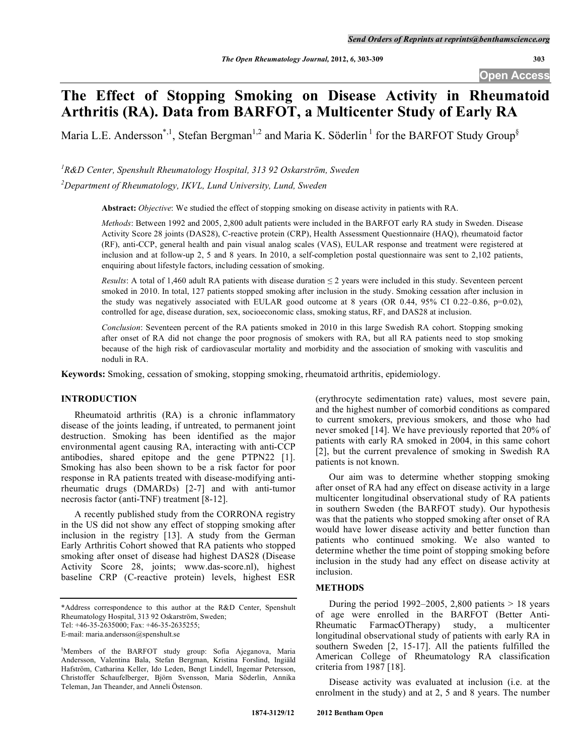# The Effect of Stopping Smoking on Disease Activity in Rheumatoid Arthritis (RA). Data from BARFOT, a Multicenter Study of Early RA

Maria L.E. Andersson[*,1], Stefan Bergman[1,2] and Maria K. Söderlin[1] for the BARFOT Study Group[§]

[1]R&D Center, Spenshult Rheumatology Hospital, 313 92 Oskarström, Sweden

[2]Department of Rheumatology, IKVL, Lund University, Lund, Sweden

**Abstract:** *Objective*: We studied the effect of stopping smoking on disease activity in patients with RA.

*Methods*: Between 1992 and 2005, 2,800 adult patients were included in the BARFOT early RA study in Sweden. Disease Activity Score 28 joints (DAS28), C-reactive protein (CRP), Health Assessment Questionnaire (HAQ), rheumatoid factor (RF), anti-CCP, general health and pain visual analog scales (VAS), EULAR response and treatment were registered at inclusion and at follow-up 2, 5 and 8 years. In 2010, a self-completion postal questionnaire was sent to 2,102 patients, enquiring about lifestyle factors, including cessation of smoking.

*Results*: A total of 1,460 adult RA patients with disease duration ≤ 2 years were included in this study. Seventeen percent smoked in 2010. In total, 127 patients stopped smoking after inclusion in the study. Smoking cessation after inclusion in the study was negatively associated with EULAR good outcome at 8 years (OR 0.44, 95% CI 0.22–0.86, p=0.02), controlled for age, disease duration, sex, socioeconomic class, smoking status, RF, and DAS28 at inclusion.

*Conclusion*: Seventeen percent of the RA patients smoked in 2010 in this large Swedish RA cohort. Stopping smoking after onset of RA did not change the poor prognosis of smokers with RA, but all RA patients need to stop smoking because of the high risk of cardiovascular mortality and morbidity and the association of smoking with vasculitis and noduli in RA.

**Keywords:** Smoking, cessation of smoking, stopping smoking, rheumatoid arthritis, epidemiology.

## INTRODUCTION

Rheumatoid arthritis (RA) is a chronic inflammatory disease of the joints leading, if untreated, to permanent joint destruction. Smoking has been identified as the major environmental agent causing RA, interacting with anti-CCP antibodies, shared epitope and the gene PTPN22 [1]. Smoking has also been shown to be a risk factor for poor response in RA patients treated with disease-modifying anti-rheumatic drugs (DMARDs) [2-7] and with anti-tumor necrosis factor (anti-TNF) treatment [8-12].

A recently published study from the CORRONA registry in the US did not show any effect of stopping smoking after inclusion in the registry [13]. A study from the German Early Arthritis Cohort showed that RA patients who stopped smoking after onset of disease had highest DAS28 (Disease Activity Score 28, joints; www.das-score.nl), highest baseline CRP (C-reactive protein) levels, highest ESR (erythrocyte sedimentation rate) values, most severe pain, and the highest number of comorbid conditions as compared to current smokers, previous smokers, and those who had never smoked [14]. We have previously reported that 20% of patients with early RA smoked in 2004, in this same cohort [2], but the current prevalence of smoking in Swedish RA patients is not known.

Our aim was to determine whether stopping smoking after onset of RA had any effect on disease activity in a large multicenter longitudinal observational study of RA patients in southern Sweden (the BARFOT study). Our hypothesis was that the patients who stopped smoking after onset of RA would have lower disease activity and better function than patients who continued smoking. We also wanted to determine whether the time point of stopping smoking before inclusion in the study had any effect on disease activity at inclusion.

## METHODS

During the period 1992–2005, 2,800 patients > 18 years of age were enrolled in the BARFOT (Better Anti-Rheumatic FarmacOTherapy) study, a multicenter longitudinal observational study of patients with early RA in southern Sweden [2, 15-17]. All the patients fulfilled the American College of Rheumatology RA classification criteria from 1987 [18].

Disease activity was evaluated at inclusion (i.e. at the enrolment in the study) and at 2, 5 and 8 years. The number

*Address correspondence to this author at the R&D Center, Spenshult Rheumatology Hospital, 313 92 Oskarström, Sweden;
Tel: +46-35-2635000; Fax: +46-35-2635255;
E-mail: maria.andersson@spenshult.se

§Members of the BARFOT study group: Sofia Ajeganova, Maria Andersson, Valentina Bala, Stefan Bergman, Kristina Forslind, Ingiäld Hafström, Catharina Keller, Ido Leden, Bengt Lindell, Ingemar Petersson, Christoffer Schaufelberger, Björn Svensson, Maria Söderlin, Annika Teleman, Jan Theander, and Anneli Östenson.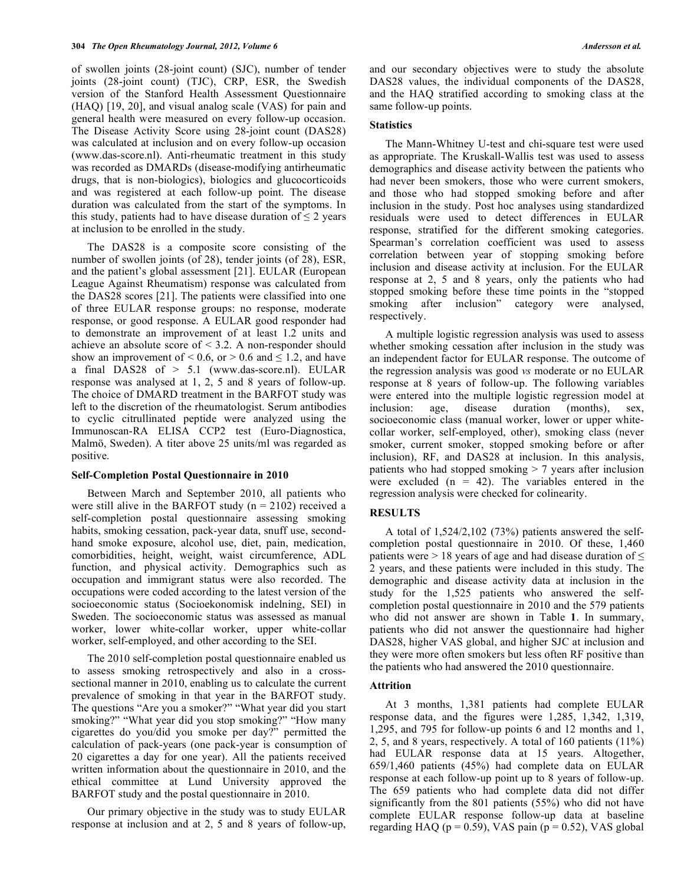of swollen joints (28-joint count) (SJC), number of tender joints (28-joint count) (TJC), CRP, ESR, the Swedish version of the Stanford Health Assessment Questionnaire (HAQ) [19, 20], and visual analog scale (VAS) for pain and general health were measured on every follow-up occasion. The Disease Activity Score using 28-joint count (DAS28) was calculated at inclusion and on every follow-up occasion (www.das-score.nl). Anti-rheumatic treatment in this study was recorded as DMARDs (disease-modifying antirheumatic drugs, that is non-biologics), biologics and glucocorticoids and was registered at each follow-up point. The disease duration was calculated from the start of the symptoms. In this study, patients had to have disease duration of ≤ 2 years at inclusion to be enrolled in the study.

The DAS28 is a composite score consisting of the number of swollen joints (of 28), tender joints (of 28), ESR, and the patient's global assessment [21]. EULAR (European League Against Rheumatism) response was calculated from the DAS28 scores [21]. The patients were classified into one of three EULAR response groups: no response, moderate response, or good response. A EULAR good responder had to demonstrate an improvement of at least 1.2 units and achieve an absolute score of < 3.2. A non-responder should show an improvement of < 0.6, or > 0.6 and ≤ 1.2, and have a final DAS28 of > 5.1 (www.das-score.nl). EULAR response was analysed at 1, 2, 5 and 8 years of follow-up. The choice of DMARD treatment in the BARFOT study was left to the discretion of the rheumatologist. Serum antibodies to cyclic citrullinated peptide were analyzed using the Immunoscan-RA ELISA CCP2 test (Euro-Diagnostica, Malmö, Sweden). A titer above 25 units/ml was regarded as positive.

### Self-Completion Postal Questionnaire in 2010

Between March and September 2010, all patients who were still alive in the BARFOT study (n = 2102) received a self-completion postal questionnaire assessing smoking habits, smoking cessation, pack-year data, snuff use, second-hand smoke exposure, alcohol use, diet, pain, medication, comorbidities, height, weight, waist circumference, ADL function, and physical activity. Demographics such as occupation and immigrant status were also recorded. The occupations were coded according to the latest version of the socioeconomic status (Socioekonomisk indelning, SEI) in Sweden. The socioeconomic status was assessed as manual worker, lower white-collar worker, upper white-collar worker, self-employed, and other according to the SEI.

The 2010 self-completion postal questionnaire enabled us to assess smoking retrospectively and also in a cross-sectional manner in 2010, enabling us to calculate the current prevalence of smoking in that year in the BARFOT study. The questions "Are you a smoker?" "What year did you start smoking?" "What year did you stop smoking?" "How many cigarettes do you/did you smoke per day?" permitted the calculation of pack-years (one pack-year is consumption of 20 cigarettes a day for one year). All the patients received written information about the questionnaire in 2010, and the ethical committee at Lund University approved the BARFOT study and the postal questionnaire in 2010.

Our primary objective in the study was to study EULAR response at inclusion and at 2, 5 and 8 years of follow-up, and our secondary objectives were to study the absolute DAS28 values, the individual components of the DAS28, and the HAQ stratified according to smoking class at the same follow-up points.

### Statistics

The Mann-Whitney U-test and chi-square test were used as appropriate. The Kruskall-Wallis test was used to assess demographics and disease activity between the patients who had never been smokers, those who were current smokers, and those who had stopped smoking before and after inclusion in the study. Post hoc analyses using standardized residuals were used to detect differences in EULAR response, stratified for the different smoking categories. Spearman's correlation coefficient was used to assess correlation between year of stopping smoking before inclusion and disease activity at inclusion. For the EULAR response at 2, 5 and 8 years, only the patients who had stopped smoking before these time points in the "stopped smoking after inclusion" category were analysed, respectively.

A multiple logistic regression analysis was used to assess whether smoking cessation after inclusion in the study was an independent factor for EULAR response. The outcome of the regression analysis was good *vs* moderate or no EULAR response at 8 years of follow-up. The following variables were entered into the multiple logistic regression model at inclusion: age, disease duration (months), sex, socioeconomic class (manual worker, lower or upper white-collar worker, self-employed, other), smoking class (never smoker, current smoker, stopped smoking before or after inclusion), RF, and DAS28 at inclusion. In this analysis, patients who had stopped smoking > 7 years after inclusion were excluded (n = 42). The variables entered in the regression analysis were checked for colinearity.

## RESULTS

A total of 1,524/2,102 (73%) patients answered the self-completion postal questionnaire in 2010. Of these, 1,460 patients were > 18 years of age and had disease duration of ≤ 2 years, and these patients were included in this study. The demographic and disease activity data at inclusion in the study for the 1,525 patients who answered the self-completion postal questionnaire in 2010 and the 579 patients who did not answer are shown in Table **1**. In summary, patients who did not answer the questionnaire had higher DAS28, higher VAS global, and higher SJC at inclusion and they were more often smokers but less often RF positive than the patients who had answered the 2010 questionnaire.

### Attrition

At 3 months, 1,381 patients had complete EULAR response data, and the figures were 1,285, 1,342, 1,319, 1,295, and 795 for follow-up points 6 and 12 months and 1, 2, 5, and 8 years, respectively. A total of 160 patients (11%) had EULAR response data at 15 years. Altogether, 659/1,460 patients (45%) had complete data on EULAR response at each follow-up point up to 8 years of follow-up. The 659 patients who had complete data did not differ significantly from the 801 patients (55%) who did not have complete EULAR response follow-up data at baseline regarding HAQ (p = 0.59), VAS pain (p = 0.52), VAS global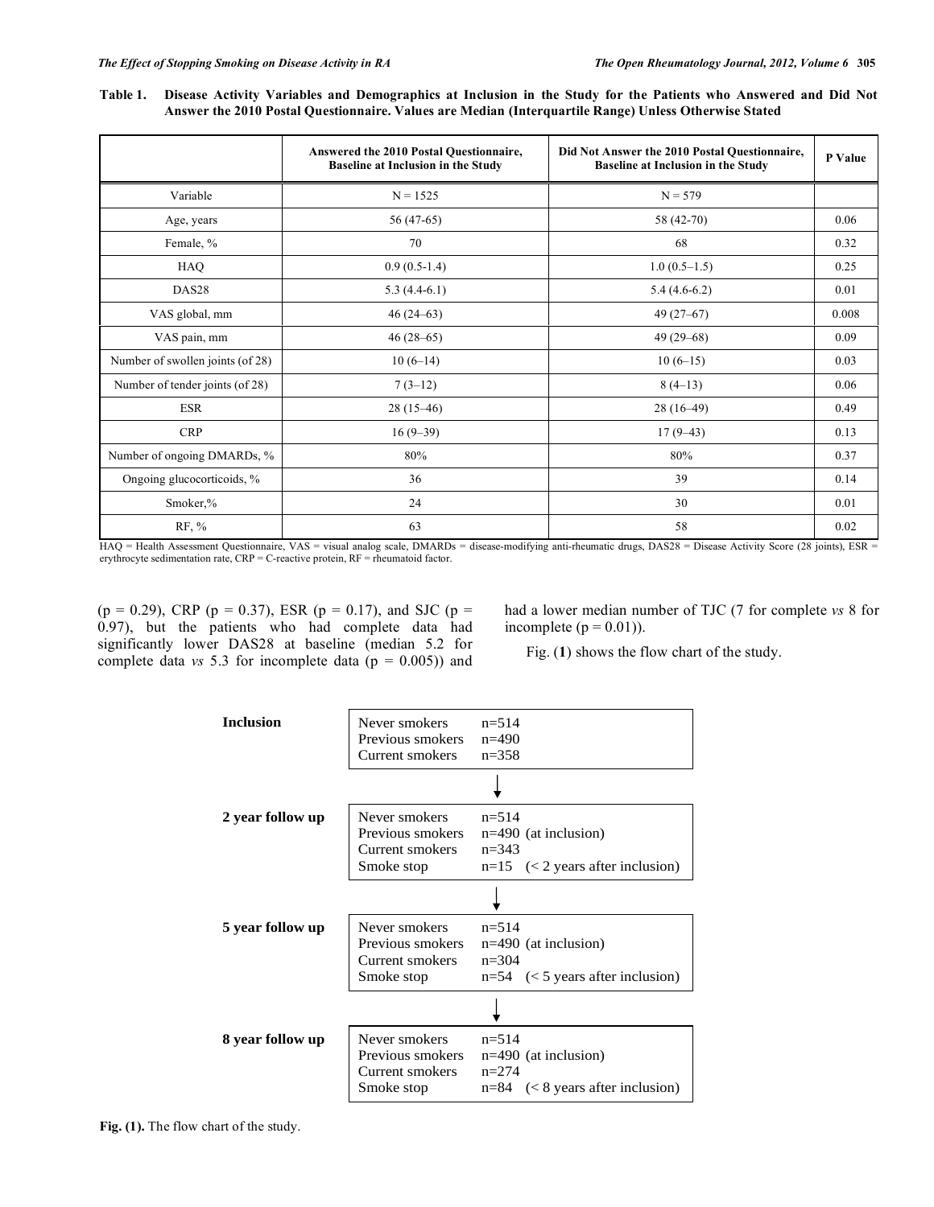**Table 1. Disease Activity Variables and Demographics at Inclusion in the Study for the Patients who Answered and Did Not Answer the 2010 Postal Questionnaire. Values are Median (Interquartile Range) Unless Otherwise Stated**

| | Answered the 2010 Postal Questionnaire, Baseline at Inclusion in the Study | Did Not Answer the 2010 Postal Questionnaire, Baseline at Inclusion in the Study | P Value |
|---|---|---|---|
| Variable | N = 1525 | N = 579 | |
| Age, years | 56 (47-65) | 58 (42-70) | 0.06 |
| Female, % | 70 | 68 | 0.32 |
| HAQ | 0.9 (0.5-1.4) | 1.0 (0.5–1.5) | 0.25 |
| DAS28 | 5.3 (4.4-6.1) | 5.4 (4.6-6.2) | 0.01 |
| VAS global, mm | 46 (24–63) | 49 (27–67) | 0.008 |
| VAS pain, mm | 46 (28–65) | 49 (29–68) | 0.09 |
| Number of swollen joints (of 28) | 10 (6–14) | 10 (6–15) | 0.03 |
| Number of tender joints (of 28) | 7 (3–12) | 8 (4–13) | 0.06 |
| ESR | 28 (15–46) | 28 (16–49) | 0.49 |
| CRP | 16 (9–39) | 17 (9–43) | 0.13 |
| Number of ongoing DMARDs, % | 80% | 80% | 0.37 |
| Ongoing glucocorticoids, % | 36 | 39 | 0.14 |
| Smoker,% | 24 | 30 | 0.01 |
| RF, % | 63 | 58 | 0.02 |

HAQ = Health Assessment Questionnaire, VAS = visual analog scale, DMARDs = disease-modifying anti-rheumatic drugs, DAS28 = Disease Activity Score (28 joints), ESR = erythrocyte sedimentation rate, CRP = C-reactive protein, RF = rheumatoid factor.

($p = 0.29$), CRP ($p = 0.37$), ESR ($p = 0.17$), and SJC ($p = 0.97$), but the patients who had complete data had significantly lower DAS28 at baseline (median 5.2 for complete data *vs* 5.3 for incomplete data ($p = 0.005$)) and had a lower median number of TJC (7 for complete *vs* 8 for incomplete ($p = 0.01$)).

Fig. (**1**) shows the flow chart of the study.

| | | |
|---|---|---|
| **Inclusion** | Never smokers | n=514 |
| | Previous smokers | n=490 |
| | Current smokers | n=358 |
| **2 year follow up** | Never smokers | n=514 |
| | Previous smokers | n=490 (at inclusion) |
| | Current smokers | n=343 |
| | Smoke stop | n=15 (< 2 years after inclusion) |
| **5 year follow up** | Never smokers | n=514 |
| | Previous smokers | n=490 (at inclusion) |
| | Current smokers | n=304 |
| | Smoke stop | n=54 (< 5 years after inclusion) |
| **8 year follow up** | Never smokers | n=514 |
| | Previous smokers | n=490 (at inclusion) |
| | Current smokers | n=274 |
| | Smoke stop | n=84 (< 8 years after inclusion) |

**Fig. (1).** The flow chart of the study.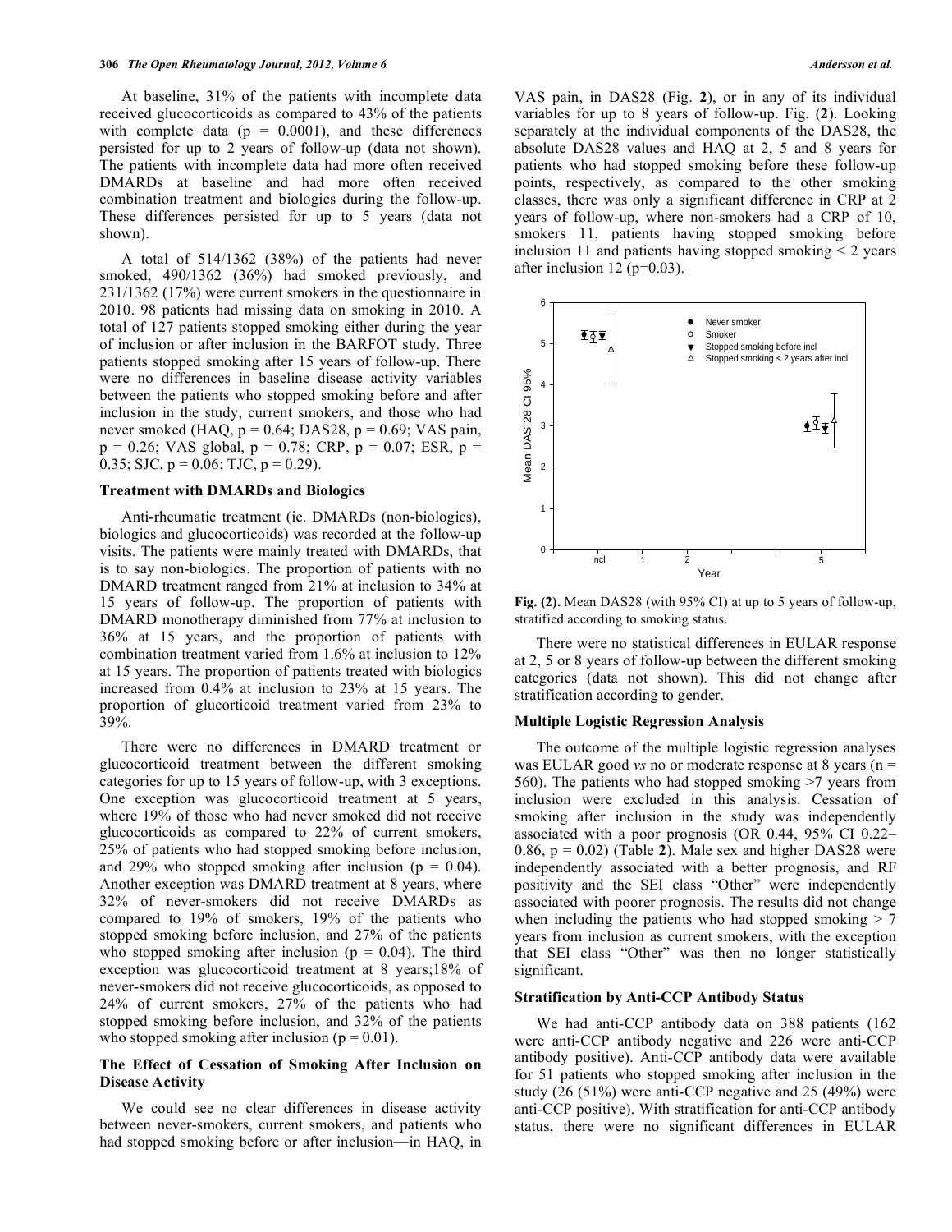At baseline, 31% of the patients with incomplete data received glucocorticoids as compared to 43% of the patients with complete data (p = 0.0001), and these differences persisted for up to 2 years of follow-up (data not shown). The patients with incomplete data had more often received DMARDs at baseline and had more often received combination treatment and biologics during the follow-up. These differences persisted for up to 5 years (data not shown).

A total of 514/1362 (38%) of the patients had never smoked, 490/1362 (36%) had smoked previously, and 231/1362 (17%) were current smokers in the questionnaire in 2010. 98 patients had missing data on smoking in 2010. A total of 127 patients stopped smoking either during the year of inclusion or after inclusion in the BARFOT study. Three patients stopped smoking after 15 years of follow-up. There were no differences in baseline disease activity variables between the patients who stopped smoking before and after inclusion in the study, current smokers, and those who had never smoked (HAQ, p = 0.64; DAS28, p = 0.69; VAS pain, p = 0.26; VAS global, p = 0.78; CRP, p = 0.07; ESR, p = 0.35; SJC, p = 0.06; TJC, p = 0.29).

### Treatment with DMARDs and Biologics

Anti-rheumatic treatment (ie. DMARDs (non-biologics), biologics and glucocorticoids) was recorded at the follow-up visits. The patients were mainly treated with DMARDs, that is to say non-biologics. The proportion of patients with no DMARD treatment ranged from 21% at inclusion to 34% at 15 years of follow-up. The proportion of patients with DMARD monotherapy diminished from 77% at inclusion to 36% at 15 years, and the proportion of patients with combination treatment varied from 1.6% at inclusion to 12% at 15 years. The proportion of patients treated with biologics increased from 0.4% at inclusion to 23% at 15 years. The proportion of glucorticoid treatment varied from 23% to 39%.

There were no differences in DMARD treatment or glucocorticoid treatment between the different smoking categories for up to 15 years of follow-up, with 3 exceptions. One exception was glucocorticoid treatment at 5 years, where 19% of those who had never smoked did not receive glucocorticoids as compared to 22% of current smokers, 25% of patients who had stopped smoking before inclusion, and 29% who stopped smoking after inclusion (p = 0.04). Another exception was DMARD treatment at 8 years, where 32% of never-smokers did not receive DMARDs as compared to 19% of smokers, 19% of the patients who stopped smoking before inclusion, and 27% of the patients who stopped smoking after inclusion (p = 0.04). The third exception was glucocorticoid treatment at 8 years;18% of never-smokers did not receive glucocorticoids, as opposed to 24% of current smokers, 27% of the patients who had stopped smoking before inclusion, and 32% of the patients who stopped smoking after inclusion (p = 0.01).

### The Effect of Cessation of Smoking After Inclusion on Disease Activity

We could see no clear differences in disease activity between never-smokers, current smokers, and patients who had stopped smoking before or after inclusion—in HAQ, in VAS pain, in DAS28 (Fig. **2**), or in any of its individual variables for up to 8 years of follow-up. Fig. (**2**). Looking separately at the individual components of the DAS28, the absolute DAS28 values and HAQ at 2, 5 and 8 years for patients who had stopped smoking before these follow-up points, respectively, as compared to the other smoking classes, there was only a significant difference in CRP at 2 years of follow-up, where non-smokers had a CRP of 10, smokers 11, patients having stopped smoking before inclusion 11 and patients having stopped smoking < 2 years after inclusion 12 (p=0.03).

**Fig. (2).** Mean DAS28 (with 95% CI) at up to 5 years of follow-up, stratified according to smoking status.

There were no statistical differences in EULAR response at 2, 5 or 8 years of follow-up between the different smoking categories (data not shown). This did not change after stratification according to gender.

### Multiple Logistic Regression Analysis

The outcome of the multiple logistic regression analyses was EULAR good *vs* no or moderate response at 8 years (n = 560). The patients who had stopped smoking >7 years from inclusion were excluded in this analysis. Cessation of smoking after inclusion in the study was independently associated with a poor prognosis (OR 0.44, 95% CI 0.22–0.86, p = 0.02) (Table **2**). Male sex and higher DAS28 were independently associated with a better prognosis, and RF positivity and the SEI class "Other" were independently associated with poorer prognosis. The results did not change when including the patients who had stopped smoking > 7 years from inclusion as current smokers, with the exception that SEI class "Other" was then no longer statistically significant.

### Stratification by Anti-CCP Antibody Status

We had anti-CCP antibody data on 388 patients (162 were anti-CCP antibody negative and 226 were anti-CCP antibody positive). Anti-CCP antibody data were available for 51 patients who stopped smoking after inclusion in the study (26 (51%) were anti-CCP negative and 25 (49%) were anti-CCP positive). With stratification for anti-CCP antibody status, there were no significant differences in EULAR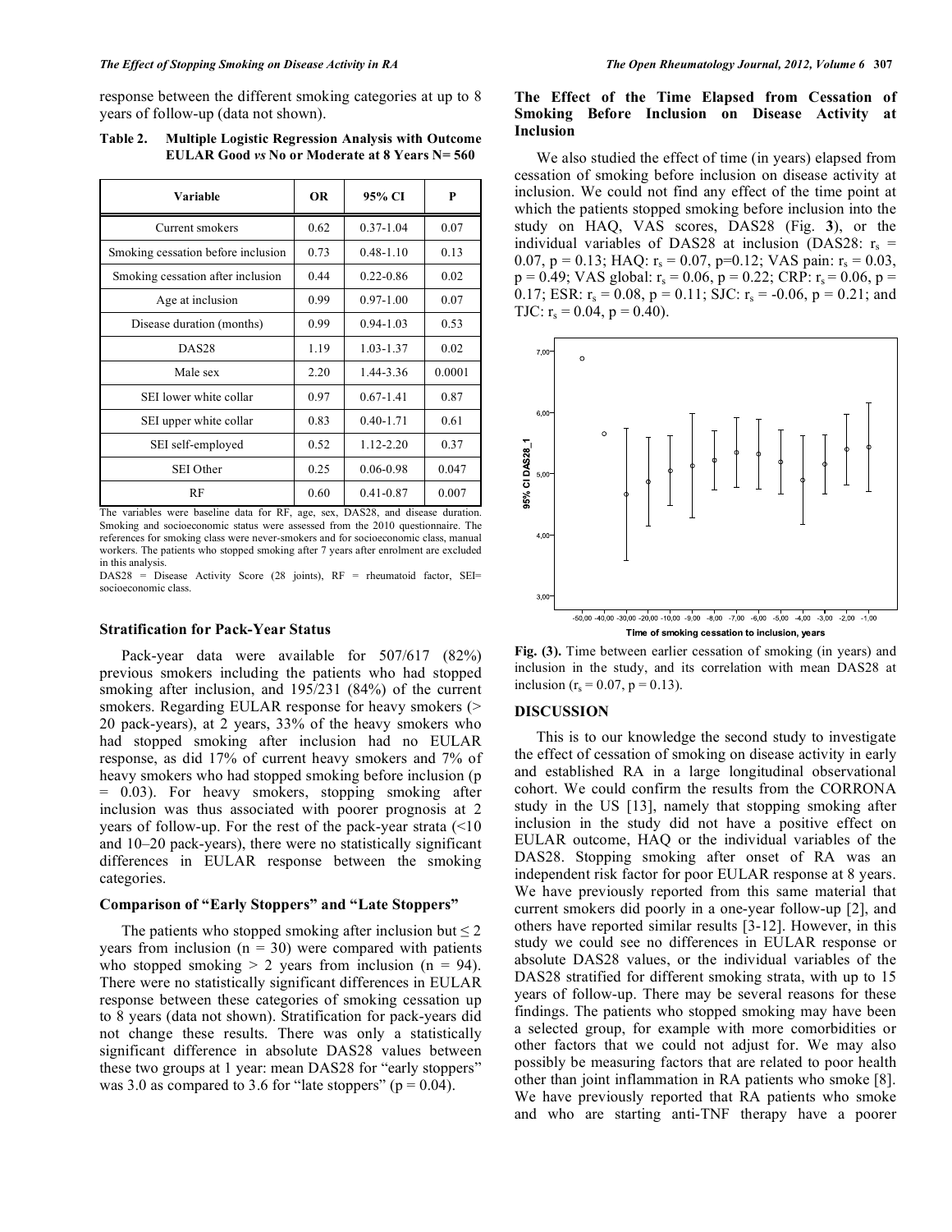response between the different smoking categories at up to 8 years of follow-up (data not shown).

**Table 2. Multiple Logistic Regression Analysis with Outcome EULAR Good *vs* No or Moderate at 8 Years N= 560**

| Variable | OR | 95% CI | P |
|---|---|---|---|
| Current smokers | 0.62 | 0.37-1.04 | 0.07 |
| Smoking cessation before inclusion | 0.73 | 0.48-1.10 | 0.13 |
| Smoking cessation after inclusion | 0.44 | 0.22-0.86 | 0.02 |
| Age at inclusion | 0.99 | 0.97-1.00 | 0.07 |
| Disease duration (months) | 0.99 | 0.94-1.03 | 0.53 |
| DAS28 | 1.19 | 1.03-1.37 | 0.02 |
| Male sex | 2.20 | 1.44-3.36 | 0.0001 |
| SEI lower white collar | 0.97 | 0.67-1.41 | 0.87 |
| SEI upper white collar | 0.83 | 0.40-1.71 | 0.61 |
| SEI self-employed | 0.52 | 1.12-2.20 | 0.37 |
| SEI Other | 0.25 | 0.06-0.98 | 0.047 |
| RF | 0.60 | 0.41-0.87 | 0.007 |

The variables were baseline data for RF, age, sex, DAS28, and disease duration. Smoking and socioeconomic status were assessed from the 2010 questionnaire. The references for smoking class were never-smokers and for socioeconomic class, manual workers. The patients who stopped smoking after 7 years after enrolment are excluded in this analysis.
DAS28 = Disease Activity Score (28 joints), RF = rheumatoid factor, SEI= socioeconomic class.

### Stratification for Pack-Year Status

Pack-year data were available for 507/617 (82%) previous smokers including the patients who had stopped smoking after inclusion, and 195/231 (84%) of the current smokers. Regarding EULAR response for heavy smokers (> 20 pack-years), at 2 years, 33% of the heavy smokers who had stopped smoking after inclusion had no EULAR response, as did 17% of current heavy smokers and 7% of heavy smokers who had stopped smoking before inclusion ($p = 0.03$). For heavy smokers, stopping smoking after inclusion was thus associated with poorer prognosis at 2 years of follow-up. For the rest of the pack-year strata (<10 and 10–20 pack-years), there were no statistically significant differences in EULAR response between the smoking categories.

### Comparison of "Early Stoppers" and "Late Stoppers"

The patients who stopped smoking after inclusion but ≤ 2 years from inclusion ($n = 30$) were compared with patients who stopped smoking > 2 years from inclusion ($n = 94$). There were no statistically significant differences in EULAR response between these categories of smoking cessation up to 8 years (data not shown). Stratification for pack-years did not change these results. There was only a statistically significant difference in absolute DAS28 values between these two groups at 1 year: mean DAS28 for "early stoppers" was 3.0 as compared to 3.6 for "late stoppers" ($p = 0.04$).

### The Effect of the Time Elapsed from Cessation of Smoking Before Inclusion on Disease Activity at Inclusion

We also studied the effect of time (in years) elapsed from cessation of smoking before inclusion on disease activity at inclusion. We could not find any effect of the time point at which the patients stopped smoking before inclusion into the study on HAQ, VAS scores, DAS28 (Fig. **3**), or the individual variables of DAS28 at inclusion (DAS28: $r_s = 0.07$, $p = 0.13$; HAQ: $r_s = 0.07$, $p=0.12$; VAS pain: $r_s = 0.03$, $p = 0.49$; VAS global: $r_s = 0.06$, $p = 0.22$; CRP: $r_s = 0.06$, $p = 0.17$; ESR: $r_s = 0.08$, $p = 0.11$; SJC: $r_s = -0.06$, $p = 0.21$; and TJC: $r_s = 0.04$, $p = 0.40$).

**Fig. (3).** Time between earlier cessation of smoking (in years) and inclusion in the study, and its correlation with mean DAS28 at inclusion ($r_s = 0.07$, $p = 0.13$).

## DISCUSSION

This is to our knowledge the second study to investigate the effect of cessation of smoking on disease activity in early and established RA in a large longitudinal observational cohort. We could confirm the results from the CORRONA study in the US [13], namely that stopping smoking after inclusion in the study did not have a positive effect on EULAR outcome, HAQ or the individual variables of the DAS28. Stopping smoking after onset of RA was an independent risk factor for poor EULAR response at 8 years. We have previously reported from this same material that current smokers did poorly in a one-year follow-up [2], and others have reported similar results [3-12]. However, in this study we could see no differences in EULAR response or absolute DAS28 values, or the individual variables of the DAS28 stratified for different smoking strata, with up to 15 years of follow-up. There may be several reasons for these findings. The patients who stopped smoking may have been a selected group, for example with more comorbidities or other factors that we could not adjust for. We may also possibly be measuring factors that are related to poor health other than joint inflammation in RA patients who smoke [8]. We have previously reported that RA patients who smoke and who are starting anti-TNF therapy have a poorer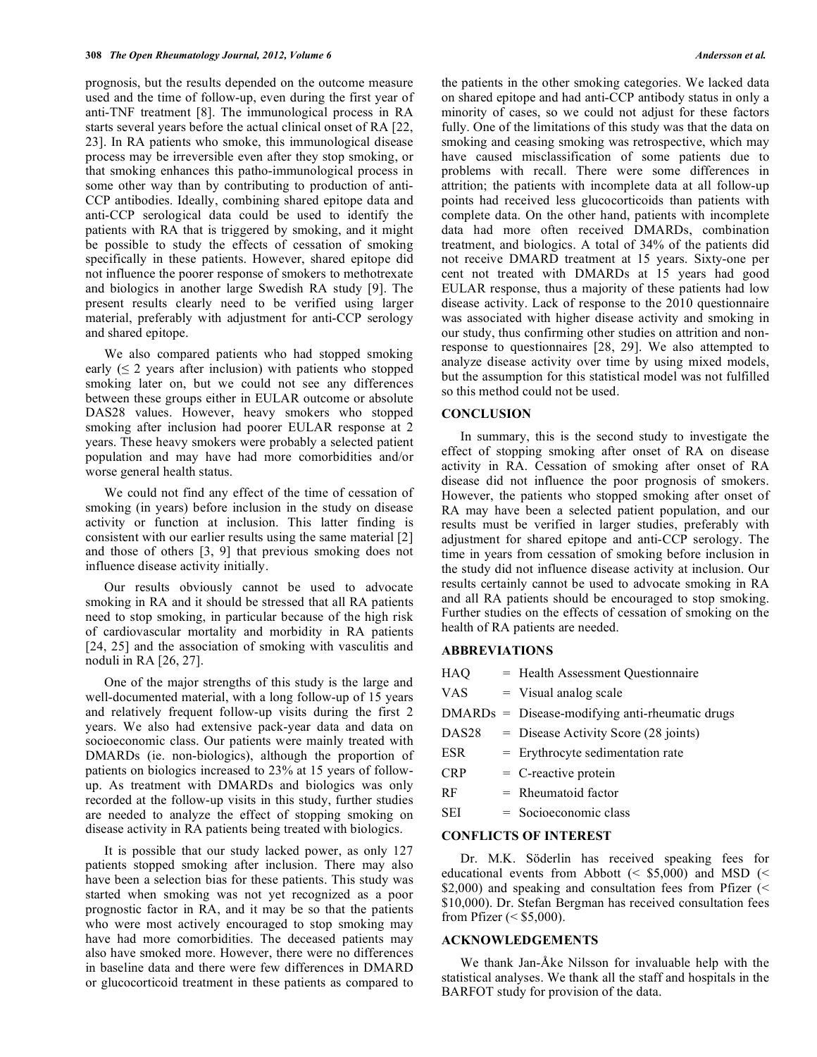prognosis, but the results depended on the outcome measure used and the time of follow-up, even during the first year of anti-TNF treatment [8]. The immunological process in RA starts several years before the actual clinical onset of RA [22, 23]. In RA patients who smoke, this immunological disease process may be irreversible even after they stop smoking, or that smoking enhances this patho-immunological process in some other way than by contributing to production of anti-CCP antibodies. Ideally, combining shared epitope data and anti-CCP serological data could be used to identify the patients with RA that is triggered by smoking, and it might be possible to study the effects of cessation of smoking specifically in these patients. However, shared epitope did not influence the poorer response of smokers to methotrexate and biologics in another large Swedish RA study [9]. The present results clearly need to be verified using larger material, preferably with adjustment for anti-CCP serology and shared epitope.

We also compared patients who had stopped smoking early (≤ 2 years after inclusion) with patients who stopped smoking later on, but we could not see any differences between these groups either in EULAR outcome or absolute DAS28 values. However, heavy smokers who stopped smoking after inclusion had poorer EULAR response at 2 years. These heavy smokers were probably a selected patient population and may have had more comorbidities and/or worse general health status.

We could not find any effect of the time of cessation of smoking (in years) before inclusion in the study on disease activity or function at inclusion. This latter finding is consistent with our earlier results using the same material [2] and those of others [3, 9] that previous smoking does not influence disease activity initially.

Our results obviously cannot be used to advocate smoking in RA and it should be stressed that all RA patients need to stop smoking, in particular because of the high risk of cardiovascular mortality and morbidity in RA patients [24, 25] and the association of smoking with vasculitis and noduli in RA [26, 27].

One of the major strengths of this study is the large and well-documented material, with a long follow-up of 15 years and relatively frequent follow-up visits during the first 2 years. We also had extensive pack-year data and data on socioeconomic class. Our patients were mainly treated with DMARDs (ie. non-biologics), although the proportion of patients on biologics increased to 23% at 15 years of follow-up. As treatment with DMARDs and biologics was only recorded at the follow-up visits in this study, further studies are needed to analyze the effect of stopping smoking on disease activity in RA patients being treated with biologics.

It is possible that our study lacked power, as only 127 patients stopped smoking after inclusion. There may also have been a selection bias for these patients. This study was started when smoking was not yet recognized as a poor prognostic factor in RA, and it may be so that the patients who were most actively encouraged to stop smoking may have had more comorbidities. The deceased patients may also have smoked more. However, there were no differences in baseline data and there were few differences in DMARD or glucocorticoid treatment in these patients as compared to the patients in the other smoking categories. We lacked data on shared epitope and had anti-CCP antibody status in only a minority of cases, so we could not adjust for these factors fully. One of the limitations of this study was that the data on smoking and ceasing smoking was retrospective, which may have caused misclassification of some patients due to problems with recall. There were some differences in attrition; the patients with incomplete data at all follow-up points had received less glucocorticoids than patients with complete data. On the other hand, patients with incomplete data had more often received DMARDs, combination treatment, and biologics. A total of 34% of the patients did not receive DMARD treatment at 15 years. Sixty-one per cent not treated with DMARDs at 15 years had good EULAR response, thus a majority of these patients had low disease activity. Lack of response to the 2010 questionnaire was associated with higher disease activity and smoking in our study, thus confirming other studies on attrition and non-response to questionnaires [28, 29]. We also attempted to analyze disease activity over time by using mixed models, but the assumption for this statistical model was not fulfilled so this method could not be used.

## CONCLUSION

In summary, this is the second study to investigate the effect of stopping smoking after onset of RA on disease activity in RA. Cessation of smoking after onset of RA disease did not influence the poor prognosis of smokers. However, the patients who stopped smoking after onset of RA may have been a selected patient population, and our results must be verified in larger studies, preferably with adjustment for shared epitope and anti-CCP serology. The time in years from cessation of smoking before inclusion in the study did not influence disease activity at inclusion. Our results certainly cannot be used to advocate smoking in RA and all RA patients should be encouraged to stop smoking. Further studies on the effects of cessation of smoking on the health of RA patients are needed.

## ABBREVIATIONS

| | | |
|---|---|---|
| HAQ | = | Health Assessment Questionnaire |
| VAS | = | Visual analog scale |
| DMARDs | = | Disease-modifying anti-rheumatic drugs |
| DAS28 | = | Disease Activity Score (28 joints) |
| ESR | = | Erythrocyte sedimentation rate |
| CRP | = | C-reactive protein |
| RF | = | Rheumatoid factor |
| SEI | = | Socioeconomic class |

## CONFLICTS OF INTEREST

Dr. M.K. Söderlin has received speaking fees for educational events from Abbott (< $5,000) and MSD (< $2,000) and speaking and consultation fees from Pfizer (< $10,000). Dr. Stefan Bergman has received consultation fees from Pfizer (< $5,000).

## ACKNOWLEDGEMENTS

We thank Jan-Åke Nilsson for invaluable help with the statistical analyses. We thank all the staff and hospitals in the BARFOT study for provision of the data.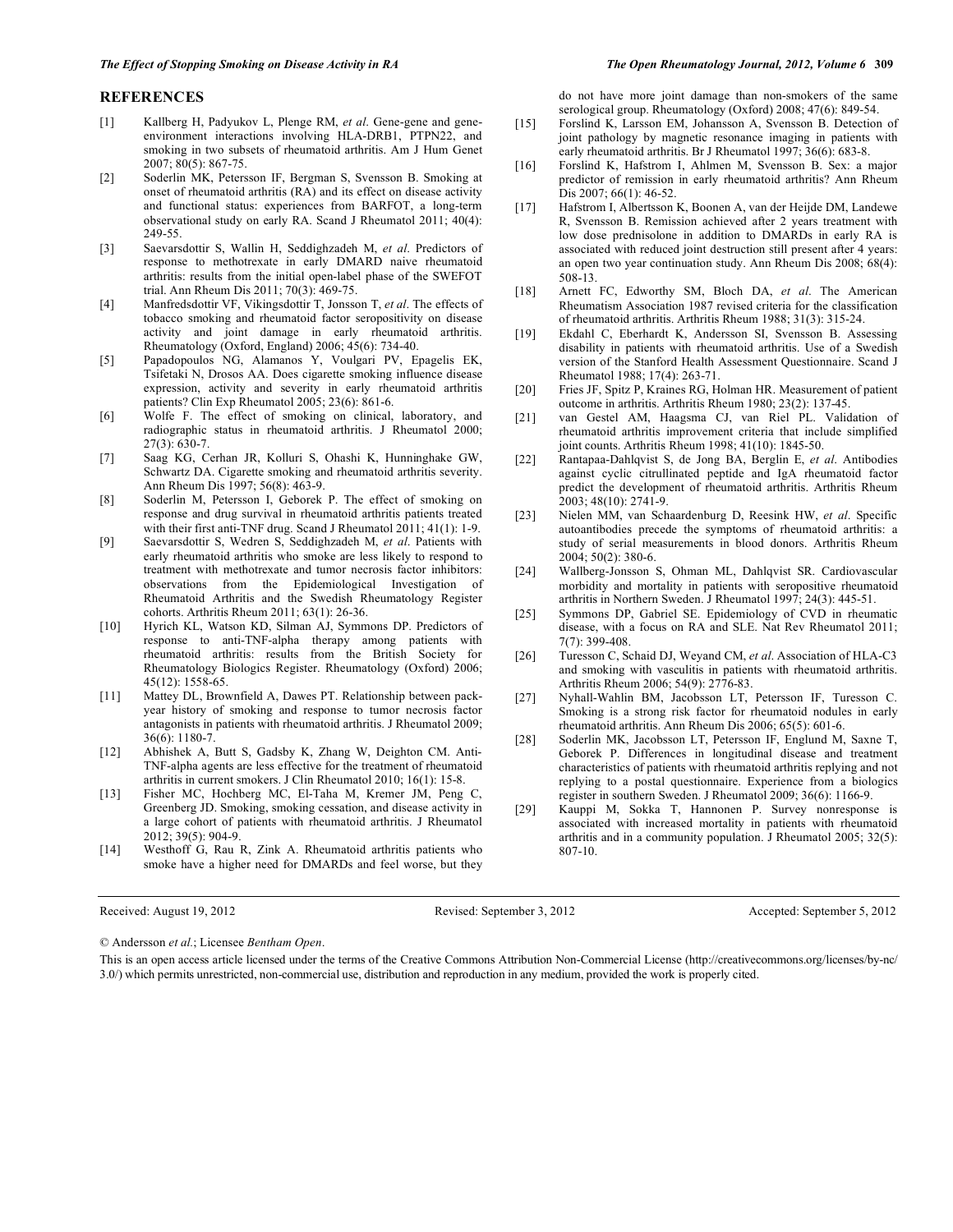## REFERENCES

[1] Kallberg H, Padyukov L, Plenge RM, *et al*. Gene-gene and gene-environment interactions involving HLA-DRB1, PTPN22, and smoking in two subsets of rheumatoid arthritis. Am J Hum Genet 2007; 80(5): 867-75.

[2] Soderlin MK, Petersson IF, Bergman S, Svensson B. Smoking at onset of rheumatoid arthritis (RA) and its effect on disease activity and functional status: experiences from BARFOT, a long-term observational study on early RA. Scand J Rheumatol 2011; 40(4): 249-55.

[3] Saevarsdottir S, Wallin H, Seddighzadeh M, *et al*. Predictors of response to methotrexate in early DMARD naive rheumatoid arthritis: results from the initial open-label phase of the SWEFOT trial. Ann Rheum Dis 2011; 70(3): 469-75.

[4] Manfredsdottir VF, Vikingsdottir T, Jonsson T, *et al*. The effects of tobacco smoking and rheumatoid factor seropositivity on disease activity and joint damage in early rheumatoid arthritis. Rheumatology (Oxford, England) 2006; 45(6): 734-40.

[5] Papadopoulos NG, Alamanos Y, Voulgari PV, Epagelis EK, Tsifetaki N, Drosos AA. Does cigarette smoking influence disease expression, activity and severity in early rheumatoid arthritis patients? Clin Exp Rheumatol 2005; 23(6): 861-6.

[6] Wolfe F. The effect of smoking on clinical, laboratory, and radiographic status in rheumatoid arthritis. J Rheumatol 2000; 27(3): 630-7.

[7] Saag KG, Cerhan JR, Kolluri S, Ohashi K, Hunninghake GW, Schwartz DA. Cigarette smoking and rheumatoid arthritis severity. Ann Rheum Dis 1997; 56(8): 463-9.

[8] Soderlin M, Petersson I, Geborek P. The effect of smoking on response and drug survival in rheumatoid arthritis patients treated with their first anti-TNF drug. Scand J Rheumatol 2011; 41(1): 1-9.

[9] Saevarsdottir S, Wedren S, Seddighzadeh M, *et al*. Patients with early rheumatoid arthritis who smoke are less likely to respond to treatment with methotrexate and tumor necrosis factor inhibitors: observations from the Epidemiological Investigation of Rheumatoid Arthritis and the Swedish Rheumatology Register cohorts. Arthritis Rheum 2011; 63(1): 26-36.

[10] Hyrich KL, Watson KD, Silman AJ, Symmons DP. Predictors of response to anti-TNF-alpha therapy among patients with rheumatoid arthritis: results from the British Society for Rheumatology Biologics Register. Rheumatology (Oxford) 2006; 45(12): 1558-65.

[11] Mattey DL, Brownfield A, Dawes PT. Relationship between pack-year history of smoking and response to tumor necrosis factor antagonists in patients with rheumatoid arthritis. J Rheumatol 2009; 36(6): 1180-7.

[12] Abhishek A, Butt S, Gadsby K, Zhang W, Deighton CM. Anti-TNF-alpha agents are less effective for the treatment of rheumatoid arthritis in current smokers. J Clin Rheumatol 2010; 16(1): 15-8.

[13] Fisher MC, Hochberg MC, El-Taha M, Kremer JM, Peng C, Greenberg JD. Smoking, smoking cessation, and disease activity in a large cohort of patients with rheumatoid arthritis. J Rheumatol 2012; 39(5): 904-9.

[14] Westhoff G, Rau R, Zink A. Rheumatoid arthritis patients who smoke have a higher need for DMARDs and feel worse, but they do not have more joint damage than non-smokers of the same serological group. Rheumatology (Oxford) 2008; 47(6): 849-54.

[15] Forslind K, Larsson EM, Johansson A, Svensson B. Detection of joint pathology by magnetic resonance imaging in patients with early rheumatoid arthritis. Br J Rheumatol 1997; 36(6): 683-8.

[16] Forslind K, Hafstrom I, Ahlmen M, Svensson B. Sex: a major predictor of remission in early rheumatoid arthritis? Ann Rheum Dis 2007; 66(1): 46-52.

[17] Hafstrom I, Albertsson K, Boonen A, van der Heijde DM, Landewe R, Svensson B. Remission achieved after 2 years treatment with low dose prednisolone in addition to DMARDs in early RA is associated with reduced joint destruction still present after 4 years: an open two year continuation study. Ann Rheum Dis 2008; 68(4): 508-13.

[18] Arnett FC, Edworthy SM, Bloch DA, *et al*. The American Rheumatism Association 1987 revised criteria for the classification of rheumatoid arthritis. Arthritis Rheum 1988; 31(3): 315-24.

[19] Ekdahl C, Eberhardt K, Andersson SI, Svensson B. Assessing disability in patients with rheumatoid arthritis. Use of a Swedish version of the Stanford Health Assessment Questionnaire. Scand J Rheumatol 1988; 17(4): 263-71.

[20] Fries JF, Spitz P, Kraines RG, Holman HR. Measurement of patient outcome in arthritis. Arthritis Rheum 1980; 23(2): 137-45.

[21] van Gestel AM, Haagsma CJ, van Riel PL. Validation of rheumatoid arthritis improvement criteria that include simplified joint counts. Arthritis Rheum 1998; 41(10): 1845-50.

[22] Rantapaa-Dahlqvist S, de Jong BA, Berglin E, *et al*. Antibodies against cyclic citrullinated peptide and IgA rheumatoid factor predict the development of rheumatoid arthritis. Arthritis Rheum 2003; 48(10): 2741-9.

[23] Nielen MM, van Schaardenburg D, Reesink HW, *et al*. Specific autoantibodies precede the symptoms of rheumatoid arthritis: a study of serial measurements in blood donors. Arthritis Rheum 2004; 50(2): 380-6.

[24] Wallberg-Jonsson S, Ohman ML, Dahlqvist SR. Cardiovascular morbidity and mortality in patients with seropositive rheumatoid arthritis in Northern Sweden. J Rheumatol 1997; 24(3): 445-51.

[25] Symmons DP, Gabriel SE. Epidemiology of CVD in rheumatic disease, with a focus on RA and SLE. Nat Rev Rheumatol 2011; 7(7): 399-408.

[26] Turesson C, Schaid DJ, Weyand CM, *et al*. Association of HLA-C3 and smoking with vasculitis in patients with rheumatoid arthritis. Arthritis Rheum 2006; 54(9): 2776-83.

[27] Nyhall-Wahlin BM, Jacobsson LT, Petersson IF, Turesson C. Smoking is a strong risk factor for rheumatoid nodules in early rheumatoid arthritis. Ann Rheum Dis 2006; 65(5): 601-6.

[28] Soderlin MK, Jacobsson LT, Petersson IF, Englund M, Saxne T, Geborek P. Differences in longitudinal disease and treatment characteristics of patients with rheumatoid arthritis replying and not replying to a postal questionnaire. Experience from a biologics register in southern Sweden. J Rheumatol 2009; 36(6): 1166-9.

[29] Kauppi M, Sokka T, Hannonen P. Survey nonresponse is associated with increased mortality in patients with rheumatoid arthritis and in a community population. J Rheumatol 2005; 32(5): 807-10.

Received: August 19, 2012 Revised: September 3, 2012 Accepted: September 5, 2012

© Andersson *et al*.; Licensee *Bentham Open*.

This is an open access article licensed under the terms of the Creative Commons Attribution Non-Commercial License (http://creativecommons.org/licenses/by-nc/3.0/) which permits unrestricted, non-commercial use, distribution and reproduction in any medium, provided the work is properly cited.